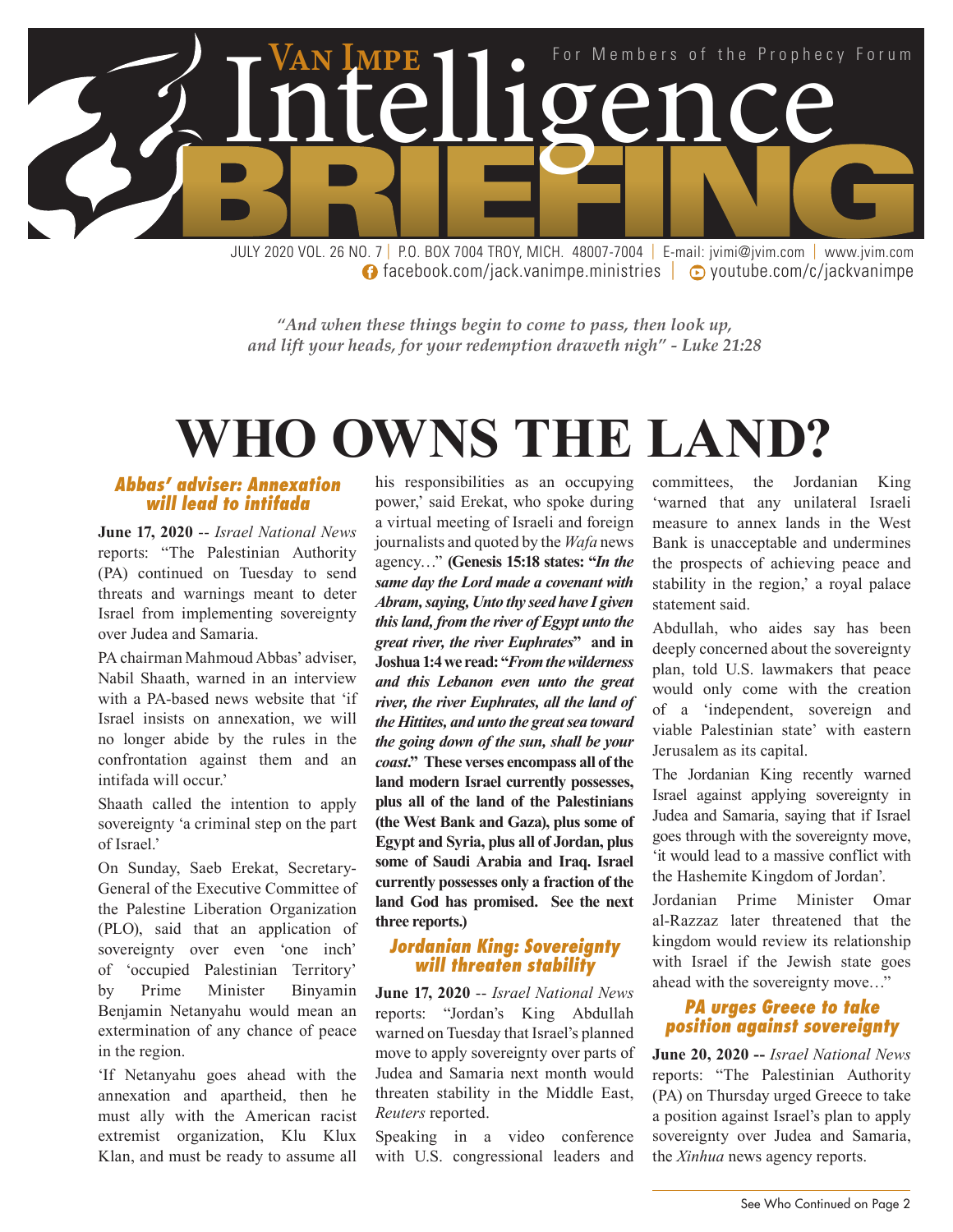# Van Impe Intelligence BRIEFING

For Members of the Prophecy Forum

JULY 2020 VOL. 26 NO. 7 | P.O. BOX 7004 TROY, MICH. 48007-7004 | E-mail: jvimi@jvim.com | www.jvim.com
facebook.com/jack.vanimpe.ministries | youtube.com/c/jackvanimpe

*"And when these things begin to come to pass, then look up, and lift your heads, for your redemption draweth nigh" - Luke 21:28*

# WHO OWNS THE LAND?

### Abbas' adviser: Annexation will lead to intifada

**June 17, 2020** -- *Israel National News* reports: "The Palestinian Authority (PA) continued on Tuesday to send threats and warnings meant to deter Israel from implementing sovereignty over Judea and Samaria.

PA chairman Mahmoud Abbas' adviser, Nabil Shaath, warned in an interview with a PA-based news website that 'if Israel insists on annexation, we will no longer abide by the rules in the confrontation against them and an intifada will occur.'

Shaath called the intention to apply sovereignty 'a criminal step on the part of Israel.'

On Sunday, Saeb Erekat, Secretary-General of the Executive Committee of the Palestine Liberation Organization (PLO), said that an application of sovereignty over even 'one inch' of 'occupied Palestinian Territory' by Prime Minister Binyamin Benjamin Netanyahu would mean an extermination of any chance of peace in the region.

'If Netanyahu goes ahead with the annexation and apartheid, then he must ally with the American racist extremist organization, Klu Klux Klan, and must be ready to assume all his responsibilities as an occupying power,' said Erekat, who spoke during a virtual meeting of Israeli and foreign journalists and quoted by the *Wafa* news agency…" **(Genesis 15:18 states: "*In the same day the Lord made a covenant with Abram, saying, Unto thy seed have I given this land, from the river of Egypt unto the great river, the river Euphrates*" and in Joshua 1:4 we read: "*From the wilderness and this Lebanon even unto the great river, the river Euphrates, all the land of the Hittites, and unto the great sea toward the going down of the sun, shall be your coast.*" These verses encompass all of the land modern Israel currently possesses, plus all of the land of the Palestinians (the West Bank and Gaza), plus some of Egypt and Syria, plus all of Jordan, plus some of Saudi Arabia and Iraq. Israel currently possesses only a fraction of the land God has promised. See the next three reports.)**

### Jordanian King: Sovereignty will threaten stability

**June 17, 2020** -- *Israel National News* reports: "Jordan's King Abdullah warned on Tuesday that Israel's planned move to apply sovereignty over parts of Judea and Samaria next month would threaten stability in the Middle East, *Reuters* reported.

Speaking in a video conference with U.S. congressional leaders and committees, the Jordanian King 'warned that any unilateral Israeli measure to annex lands in the West Bank is unacceptable and undermines the prospects of achieving peace and stability in the region,' a royal palace statement said.

Abdullah, who aides say has been deeply concerned about the sovereignty plan, told U.S. lawmakers that peace would only come with the creation of a 'independent, sovereign and viable Palestinian state' with eastern Jerusalem as its capital.

The Jordanian King recently warned Israel against applying sovereignty in Judea and Samaria, saying that if Israel goes through with the sovereignty move, 'it would lead to a massive conflict with the Hashemite Kingdom of Jordan'.

Jordanian Prime Minister Omar al-Razzaz later threatened that the kingdom would review its relationship with Israel if the Jewish state goes ahead with the sovereignty move…"

### PA urges Greece to take position against sovereignty

**June 20, 2020 --** *Israel National News* reports: "The Palestinian Authority (PA) on Thursday urged Greece to take a position against Israel's plan to apply sovereignty over Judea and Samaria, the *Xinhua* news agency reports.

See Who Continued on Page 2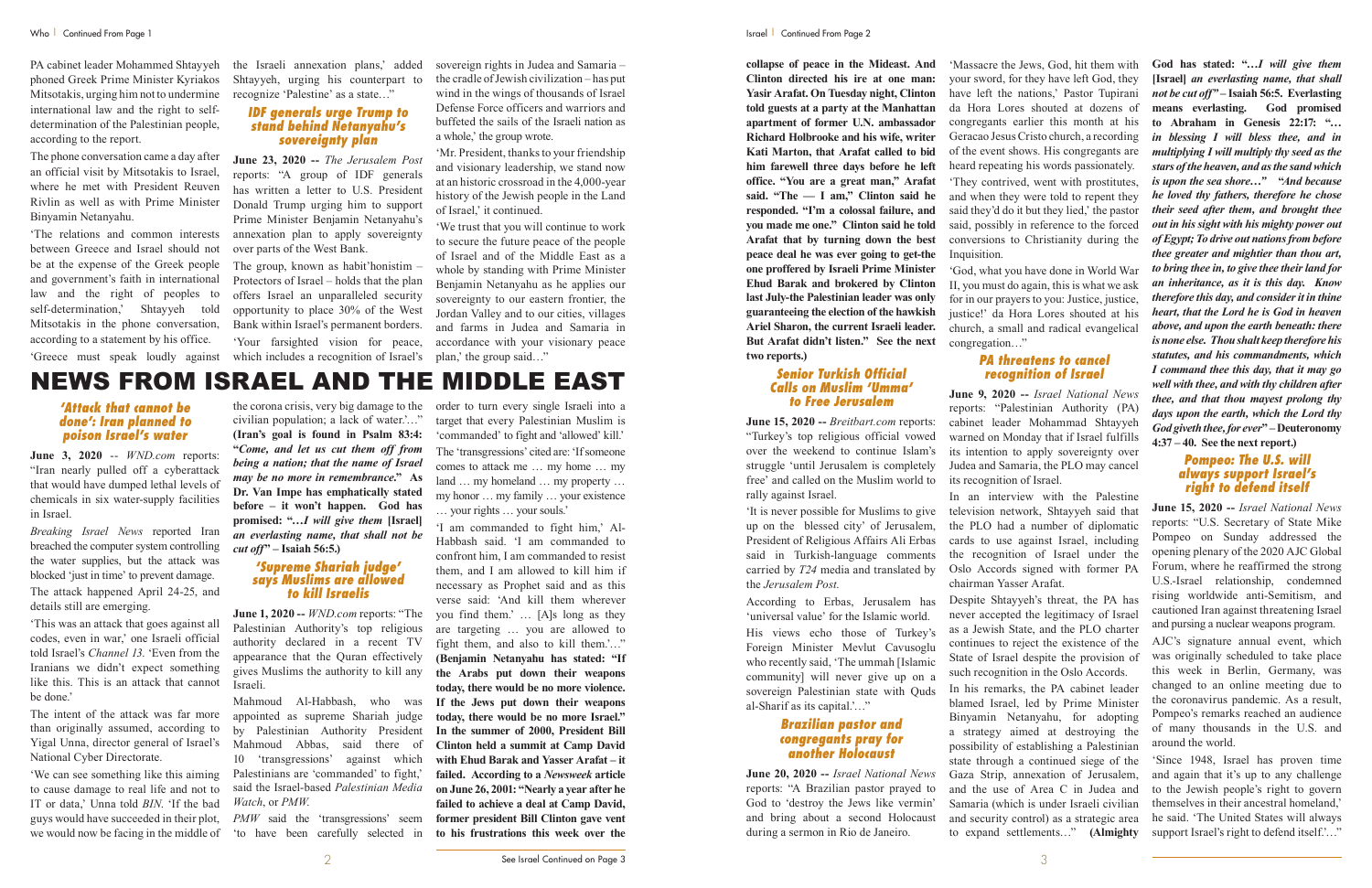PA cabinet leader Mohammed Shtayyeh phoned Greek Prime Minister Kyriakos Mitsotakis, urging him not to undermine international law and the right to self-determination of the Palestinian people, according to the report.

The phone conversation came a day after an official visit by Mitsotakis to Israel, where he met with President Reuven Rivlin as well as with Prime Minister Binyamin Netanyahu.

'The relations and common interests between Greece and Israel should not be at the expense of the Greek people and government's faith in international law and the right of peoples to self-determination,' Shtayyeh told Mitsotakis in the phone conversation, according to a statement by his office.

'Greece must speak loudly against the Israeli annexation plans,' added Shtayyeh, urging his counterpart to recognize 'Palestine' as a state…"

### IDF generals urge Trump to stand behind Netanyahu's sovereignty plan

**June 23, 2020 --** *The Jerusalem Post* reports: "A group of IDF generals has written a letter to U.S. President Donald Trump urging him to support Prime Minister Benjamin Netanyahu's annexation plan to apply sovereignty over parts of the West Bank.

The group, known as habit'honistim – Protectors of Israel – holds that the plan offers Israel an unparalleled security opportunity to place 30% of the West Bank within Israel's permanent borders.

'Your farsighted vision for peace, which includes a recognition of Israel's sovereign rights in Judea and Samaria – the cradle of Jewish civilization – has put wind in the wings of thousands of Israel Defense Force officers and warriors and buffeted the sails of the Israeli nation as a whole,' the group wrote.

'Mr. President, thanks to your friendship and visionary leadership, we stand now at an historic crossroad in the 4,000-year history of the Jewish people in the Land of Israel,' it continued.

'We trust that you will continue to work to secure the future peace of the people of Israel and of the Middle East as a whole by standing with Prime Minister Benjamin Netanyahu as he applies our sovereignty to our eastern frontier, the Jordan Valley and to our cities, villages and farms in Judea and Samaria in accordance with your visionary peace plan,' the group said…"

# NEWS FROM ISRAEL AND THE MIDDLE EAST

### 'Attack that cannot be done': Iran planned to poison Israel's water

**June 3, 2020** -- *WND.com* reports: "Iran nearly pulled off a cyberattack that would have dumped lethal levels of chemicals in six water-supply facilities in Israel.

*Breaking Israel News* reported Iran breached the computer system controlling the water supplies, but the attack was blocked 'just in time' to prevent damage.

The attack happened April 24-25, and details still are emerging.

'This was an attack that goes against all codes, even in war,' one Israeli official told Israel's *Channel 13*. 'Even from the Iranians we didn't expect something like this. This is an attack that cannot be done.'

The intent of the attack was far more than originally assumed, according to Yigal Unna, director general of Israel's National Cyber Directorate.

'We can see something like this aiming to cause damage to real life and not to IT or data,' Unna told *BIN*. 'If the bad guys would have succeeded in their plot, we would now be facing in the middle of the corona crisis, very big damage to the civilian population; a lack of water.'…" **(Iran's goal is found in Psalm 83:4: "*Come, and let us cut them off from being a nation; that the name of Israel may be no more in remembrance.*" As Dr. Van Impe has emphatically stated before – it won't happen. God has promised: "*…I will give them* [Israel] *an everlasting name, that shall not be cut off*" – Isaiah 56:5.)**

### 'Supreme Shariah judge' says Muslims are allowed to kill Israelis

**June 1, 2020 --** *WND.com* reports: "The Palestinian Authority's top religious authority declared in a recent TV appearance that the Quran effectively gives Muslims the authority to kill any Israeli.

Mahmoud Al-Habbash, who was appointed as supreme Shariah judge by Palestinian Authority President Mahmoud Abbas, said there of 10 'transgressions' against which Palestinians are 'commanded' to fight,' said the Israel-based *Palestinian Media Watch*, or *PMW*.

*PMW* said the 'transgressions' seem 'to have been carefully selected in order to turn every single Israeli into a target that every Palestinian Muslim is 'commanded' to fight and 'allowed' kill.'

The 'transgressions' cited are: 'If someone comes to attack me … my home … my land … my homeland … my property … my honor … my family … your existence … your rights … your souls.'

'I am commanded to fight him,' Al-Habbash said. 'I am commanded to confront him, I am commanded to resist them, and I am allowed to kill him if necessary as Prophet said and as this verse said: 'And kill them wherever you find them.' … [A]s long as they are targeting … you are allowed to fight them, and also to kill them.'…" **(Benjamin Netanyahu has stated: "If the Arabs put down their weapons today, there would be no more violence. If the Jews put down their weapons today, there would be no more Israel." In the summer of 2000, President Bill Clinton held a summit at Camp David with Ehud Barak and Yasser Arafat – it failed. According to a *Newsweek* article on June 26, 2001: "Nearly a year after he failed to achieve a deal at Camp David, former president Bill Clinton gave vent to his frustrations this week over the collapse of peace in the Mideast. And Clinton directed his ire at one man: Yasir Arafat. On Tuesday night, Clinton told guests at a party at the Manhattan apartment of former U.N. ambassador Richard Holbrooke and his wife, writer Kati Marton, that Arafat called to bid him farewell three days before he left office. "You are a great man," Arafat said. "The — I am," Clinton said he responded. "I'm a colossal failure, and you made me one." Clinton said he told Arafat that by turning down the best peace deal he was ever going to get-the one proffered by Israeli Prime Minister Ehud Barak and brokered by Clinton last July-the Palestinian leader was only guaranteeing the election of the hawkish Ariel Sharon, the current Israeli leader. But Arafat didn't listen." See the next two reports.)**

### Senior Turkish Official Calls on Muslim 'Umma' to Free Jerusalem

**June 15, 2020 --** *Breitbart.com* reports: "Turkey's top religious official vowed over the weekend to continue Islam's struggle 'until Jerusalem is completely free' and called on the Muslim world to rally against Israel.

'It is never possible for Muslims to give up on the blessed city' of Jerusalem, President of Religious Affairs Ali Erbas said in Turkish-language comments carried by *T24* media and translated by the *Jerusalem Post.*

According to Erbas, Jerusalem has 'universal value' for the Islamic world.

His views echo those of Turkey's Foreign Minister Mevlut Cavusoglu who recently said, 'The ummah [Islamic community] will never give up on a sovereign Palestinian state with Quds al-Sharif as its capital.'…"

### Brazilian pastor and congregants pray for another Holocaust

**June 20, 2020 --** *Israel National News* reports: "A Brazilian pastor prayed to God to 'destroy the Jews like vermin' and bring about a second Holocaust during a sermon in Rio de Janeiro.

'Massacre the Jews, God, hit them with your sword, for they have left God, they have left the nations,' Pastor Tupirani da Hora Lores shouted at dozens of congregants earlier this month at his Geracao Jesus Cristo church, a recording of the event shows. His congregants are heard repeating his words passionately.

'They contrived, went with prostitutes, and when they were told to repent they said they'd do it but they lied,' the pastor said, possibly in reference to the forced conversions to Christianity during the Inquisition.

'God, what you have done in World War II, you must do again, this is what we ask for in our prayers to you: Justice, justice, justice!' da Hora Lores shouted at his church, a small and radical evangelical congregation…"

### PA threatens to cancel recognition of Israel

**June 9, 2020 --** *Israel National News* reports: "Palestinian Authority (PA) cabinet leader Mohammad Shtayyeh warned on Monday that if Israel fulfills its intention to apply sovereignty over Judea and Samaria, the PLO may cancel its recognition of Israel.

In an interview with the Palestine television network, Shtayyeh said that the PLO had a number of diplomatic cards to use against Israel, including the recognition of Israel under the Oslo Accords signed with former PA chairman Yasser Arafat.

Despite Shtayyeh's threat, the PA has never accepted the legitimacy of Israel as a Jewish State, and the PLO charter continues to reject the existence of the State of Israel despite the provision of such recognition in the Oslo Accords.

In his remarks, the PA cabinet leader blamed Israel, led by Prime Minister Binyamin Netanyahu, for adopting a strategy aimed at destroying the possibility of establishing a Palestinian state through a continued siege of the Gaza Strip, annexation of Jerusalem, and the use of Area C in Judea and Samaria (which is under Israeli civilian and security control) as a strategic area to expand settlements…" **(Almighty God has stated: "*…I will give them* [Israel] *an everlasting name, that shall not be cut off*" – Isaiah 56:5. Everlasting means everlasting. God promised to Abraham in Genesis 22:17: "*… in blessing I will bless thee, and in multiplying I will multiply thy seed as the stars of the heaven, and as the sand which is upon the sea shore…*" "*And because he loved thy fathers, therefore he chose their seed after them, and brought thee out in his sight with his mighty power out of Egypt; To drive out nations from before thee greater and mightier than thou art, to bring thee in, to give thee their land for an inheritance, as it is this day. Know therefore this day, and consider it in thine heart, that the Lord he is God in heaven above, and upon the earth beneath: there is none else. Thou shalt keep therefore his statutes, and his commandments, which I command thee this day, that it may go well with thee, and with thy children after thee, and that thou mayest prolong thy days upon the earth, which the Lord thy God giveth thee, for ever*" – Deuteronomy 4:37 – 40. See the next report.)**

### Pompeo: The U.S. will always support Israel's right to defend itself

**June 15, 2020 --** *Israel National News* reports: "U.S. Secretary of State Mike Pompeo on Sunday addressed the opening plenary of the 2020 AJC Global Forum, where he reaffirmed the strong U.S.-Israel relationship, condemned rising worldwide anti-Semitism, and cautioned Iran against threatening Israel and pursing a nuclear weapons program.

AJC's signature annual event, which was originally scheduled to take place this week in Berlin, Germany, was changed to an online meeting due to the coronavirus pandemic. As a result, Pompeo's remarks reached an audience of many thousands in the U.S. and around the world.

'Since 1948, Israel has proven time and again that it's up to any challenge to the Jewish people's right to govern themselves in their ancestral homeland,' he said. 'The United States will always support Israel's right to defend itself.'…"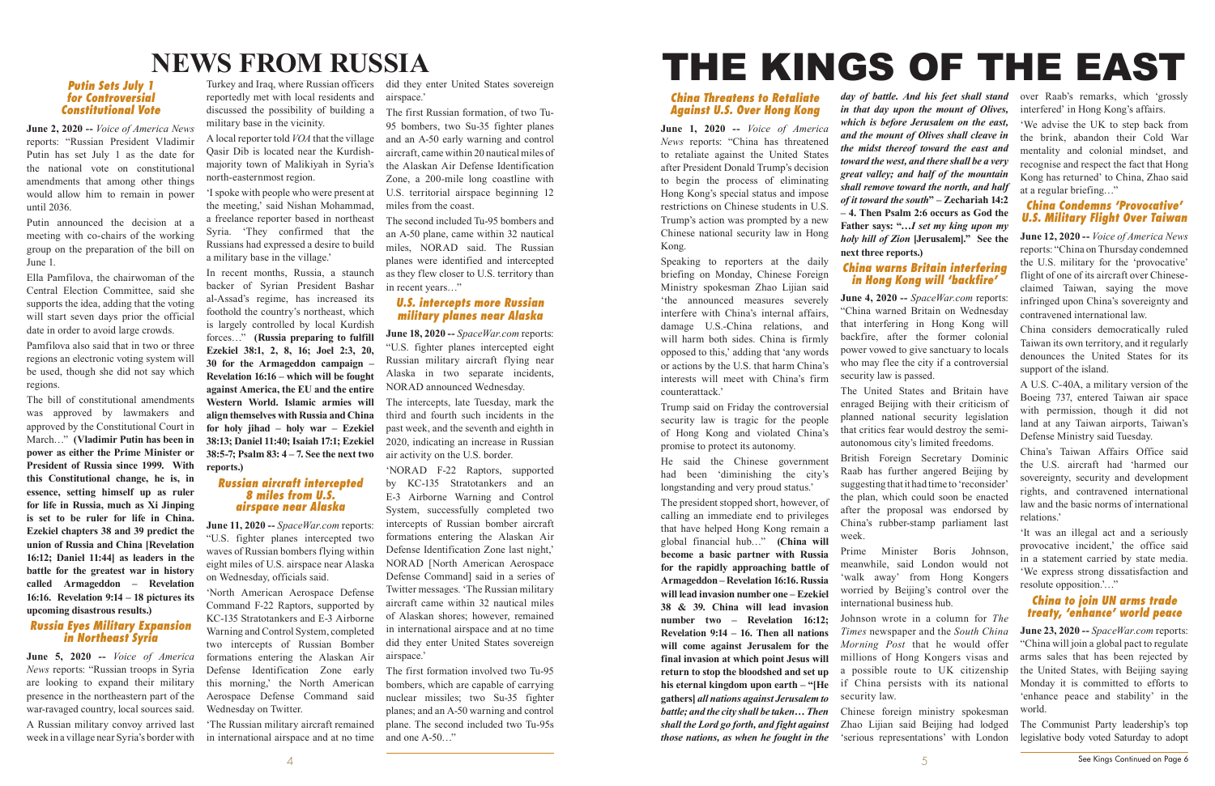# NEWS FROM RUSSIA

### Putin Sets July 1 for Controversial Constitutional Vote

**June 2, 2020 --** *Voice of America News* reports: "Russian President Vladimir Putin has set July 1 as the date for the national vote on constitutional amendments that among other things would allow him to remain in power until 2036.

Putin announced the decision at a meeting with co-chairs of the working group on the preparation of the bill on June 1.

Ella Pamfilova, the chairwoman of the Central Election Committee, said she supports the idea, adding that the voting will start seven days prior the official date in order to avoid large crowds.

Pamfilova also said that in two or three regions an electronic voting system will be used, though she did not say which regions.

The bill of constitutional amendments was approved by lawmakers and approved by the Constitutional Court in March…" **(Vladimir Putin has been in power as either the Prime Minister or President of Russia since 1999. With this Constitutional change, he is, in essence, setting himself up as ruler for life in Russia, much as Xi Jinping is set to be ruler for life in China. Ezekiel chapters 38 and 39 predict the union of Russia and China [Revelation 16:12; Daniel 11:44] as leaders in the battle for the greatest war in history called Armageddon – Revelation 16:16. Revelation 9:14 – 18 pictures its upcoming disastrous results.)**

### Russia Eyes Military Expansion in Northeast Syria

**June 5, 2020 --** *Voice of America News* reports: "Russian troops in Syria are looking to expand their military presence in the northeastern part of the war-ravaged country, local sources said.

A Russian military convoy arrived last week in a village near Syria's border with Turkey and Iraq, where Russian officers reportedly met with local residents and discussed the possibility of building a military base in the vicinity.

A local reporter told *VOA* that the village Qasir Dib is located near the Kurdish-majority town of Malikiyah in Syria's north-easternmost region.

'I spoke with people who were present at the meeting,' said Nishan Mohammad, a freelance reporter based in northeast Syria. 'They confirmed that the Russians had expressed a desire to build a military base in the village.'

In recent months, Russia, a staunch backer of Syrian President Bashar al-Assad's regime, has increased its foothold the country's northeast, which is largely controlled by local Kurdish forces…" **(Russia preparing to fulfill Ezekiel 38:1, 2, 8, 16; Joel 2:3, 20, 30 for the Armageddon campaign – Revelation 16:16 – which will be fought against America, the EU and the entire Western World. Islamic armies will align themselves with Russia and China for holy jihad – holy war – Ezekiel 38:13; Daniel 11:40; Isaiah 17:1; Ezekiel 38:5-7; Psalm 83: 4 – 7. See the next two reports.)**

### Russian aircraft intercepted 8 miles from U.S. airspace near Alaska

**June 11, 2020 --** *SpaceWar.com* reports: "U.S. fighter planes intercepted two waves of Russian bombers flying within eight miles of U.S. airspace near Alaska on Wednesday, officials said.

'North American Aerospace Defense Command F-22 Raptors, supported by KC-135 Stratotankers and E-3 Airborne Warning and Control System, completed two intercepts of Russian Bomber formations entering the Alaskan Air Defense Identification Zone early this morning,' the North American Aerospace Defense Command said Wednesday on Twitter.

'The Russian military aircraft remained in international airspace and at no time did they enter United States sovereign airspace.'

The first Russian formation, of two Tu-95 bombers, two Su-35 fighter planes and an A-50 early warning and control aircraft, came within 20 nautical miles of the Alaskan Air Defense Identification Zone, a 200-mile long coastline with U.S. territorial airspace beginning 12 miles from the coast.

The second included Tu-95 bombers and an A-50 plane, came within 32 nautical miles, NORAD said. The Russian planes were identified and intercepted as they flew closer to U.S. territory than in recent years…"

### U.S. intercepts more Russian military planes near Alaska

**June 18, 2020 --** *SpaceWar.com* reports: "U.S. fighter planes intercepted eight Russian military aircraft flying near Alaska in two separate incidents, NORAD announced Wednesday.

The intercepts, late Tuesday, mark the third and fourth such incidents in the past week, and the seventh and eighth in 2020, indicating an increase in Russian air activity on the U.S. border.

'NORAD F-22 Raptors, supported by KC-135 Stratotankers and an E-3 Airborne Warning and Control System, successfully completed two intercepts of Russian bomber aircraft formations entering the Alaskan Air Defense Identification Zone last night,' NORAD [North American Aerospace Defense Command] said in a series of Twitter messages. 'The Russian military aircraft came within 32 nautical miles of Alaskan shores; however, remained in international airspace and at no time did they enter United States sovereign airspace.'

The first formation involved two Tu-95 bombers, which are capable of carrying nuclear missiles; two Su-35 fighter planes; and an A-50 warning and control plane. The second included two Tu-95s and one A-50…"

# THE KINGS OF THE EAST

### China Threatens to Retaliate Against U.S. Over Hong Kong

**June 1, 2020 --** *Voice of America News* reports: "China has threatened to retaliate against the United States after President Donald Trump's decision to begin the process of eliminating Hong Kong's special status and impose restrictions on Chinese students in U.S. Trump's action was prompted by a new Chinese national security law in Hong Kong.

Speaking to reporters at the daily briefing on Monday, Chinese Foreign Ministry spokesman Zhao Lijian said 'the announced measures severely interfere with China's internal affairs, damage U.S.-China relations, and will harm both sides. China is firmly opposed to this,' adding that 'any words or actions by the U.S. that harm China's interests will meet with China's firm counterattack.'

Trump said on Friday the controversial security law is tragic for the people of Hong Kong and violated China's promise to protect its autonomy.

He said the Chinese government had been 'diminishing the city's longstanding and very proud status.'

The president stopped short, however, of calling an immediate end to privileges that have helped Hong Kong remain a global financial hub…" **(China will become a basic partner with Russia for the rapidly approaching battle of Armageddon – Revelation 16:16. Russia will lead invasion number one – Ezekiel 38 & 39. China will lead invasion number two – Revelation 16:12; Revelation 9:14 – 16. Then all nations will come against Jerusalem for the final invasion at which point Jesus will return to stop the bloodshed and set up his eternal kingdom upon earth – "[He gathers]** ***all nations against Jerusalem to battle; and the city shall be taken… Then shall the Lord go forth, and fight against those nations, as when he fought in the day of battle. And his feet shall stand in that day upon the mount of Olives, which is before Jerusalem on the east, and the mount of Olives shall cleave in the midst thereof toward the east and toward the west, and there shall be a very great valley; and half of the mountain shall remove toward the north, and half of it toward the south*** **" – Zechariah 14:2 – 4. Then Psalm 2:6 occurs as God the Father says: "…*I set my king upon my holy hill of Zion* [Jerusalem]." See the next three reports.)**

### China warns Britain interfering in Hong Kong will 'backfire'

**June 4, 2020 --** *SpaceWar.com* reports: "China warned Britain on Wednesday that interfering in Hong Kong will backfire, after the former colonial power vowed to give sanctuary to locals who may flee the city if a controversial security law is passed.

The United States and Britain have enraged Beijing with their criticism of planned national security legislation that critics fear would destroy the semi-autonomous city's limited freedoms.

British Foreign Secretary Dominic Raab has further angered Beijing by suggesting that it had time to 'reconsider' the plan, which could soon be enacted after the proposal was endorsed by China's rubber-stamp parliament last week.

Prime Minister Boris Johnson, meanwhile, said London would not 'walk away' from Hong Kongers worried by Beijing's control over the international business hub.

Johnson wrote in a column for *The Times* newspaper and the *South China Morning Post* that he would offer millions of Hong Kongers visas and a possible route to UK citizenship if China persists with its national security law.

Chinese foreign ministry spokesman Zhao Lijian said Beijing had lodged 'serious representations' with London over Raab's remarks, which 'grossly interfered' in Hong Kong's affairs.

'We advise the UK to step back from the brink, abandon their Cold War mentality and colonial mindset, and recognise and respect the fact that Hong Kong has returned' to China, Zhao said at a regular briefing…"

### China Condemns 'Provocative' U.S. Military Flight Over Taiwan

**June 12, 2020 --** *Voice of America News* reports: "China on Thursday condemned the U.S. military for the 'provocative' flight of one of its aircraft over Chinese-claimed Taiwan, saying the move infringed upon China's sovereignty and contravened international law.

China considers democratically ruled Taiwan its own territory, and it regularly denounces the United States for its support of the island.

A U.S. C-40A, a military version of the Boeing 737, entered Taiwan air space with permission, though it did not land at any Taiwan airports, Taiwan's Defense Ministry said Tuesday.

China's Taiwan Affairs Office said the U.S. aircraft had 'harmed our sovereignty, security and development rights, and contravened international law and the basic norms of international relations.'

'It was an illegal act and a seriously provocative incident,' the office said in a statement carried by state media. 'We express strong dissatisfaction and resolute opposition.'…"

### China to join UN arms trade treaty, 'enhance' world peace

**June 23, 2020 --** *SpaceWar.com* reports: "China will join a global pact to regulate arms sales that has been rejected by the United States, with Beijing saying Monday it is committed to efforts to 'enhance peace and stability' in the world.

The Communist Party leadership's top legislative body voted Saturday to adopt

See Kings Continued on Page 6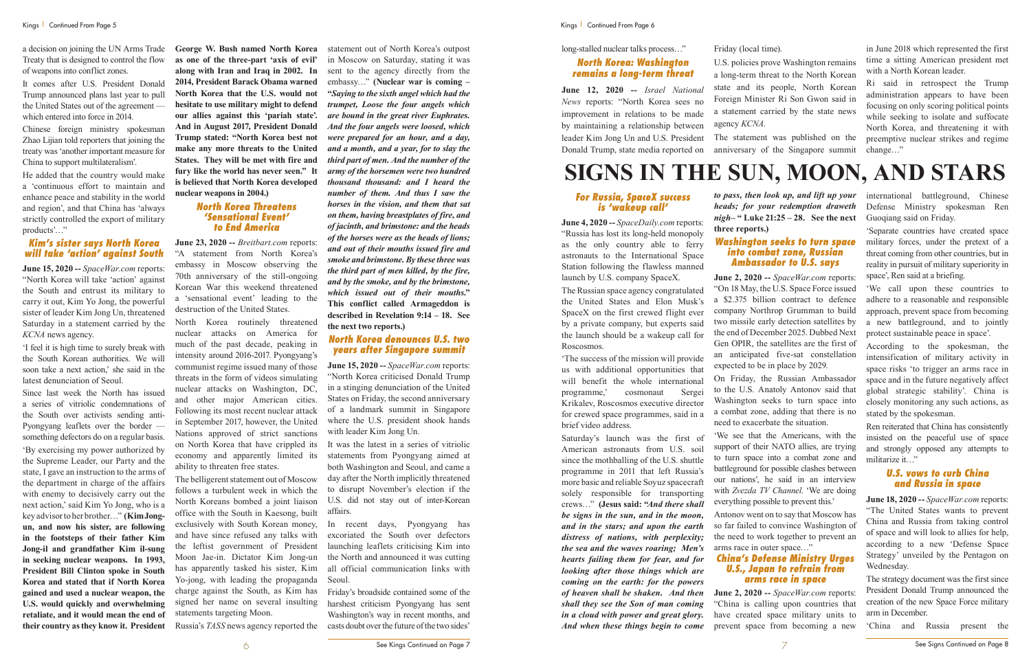a decision on joining the UN Arms Trade Treaty that is designed to control the flow of weapons into conflict zones.

It comes after U.S. President Donald Trump announced plans last year to pull the United States out of the agreement — which entered into force in 2014.

Chinese foreign ministry spokesman Zhao Lijian told reporters that joining the treaty was 'another important measure for China to support multilateralism'.

He added that the country would make a 'continuous effort to maintain and enhance peace and stability in the world and region', and that China has 'always strictly controlled the export of military products'…"

### Kim's sister says North Korea will take 'action' against South

**June 15, 2020 --** *SpaceWar.com* reports: "North Korea will take 'action' against the South and entrust its military to carry it out, Kim Yo Jong, the powerful sister of leader Kim Jong Un, threatened Saturday in a statement carried by the *KCNA* news agency.

'I feel it is high time to surely break with the South Korean authorities. We will soon take a next action,' she said in the latest denunciation of Seoul.

Since last week the North has issued a series of vitriolic condemnations of the South over activists sending anti-Pyongyang leaflets over the border — something defectors do on a regular basis.

'By exercising my power authorized by the Supreme Leader, our Party and the state, I gave an instruction to the arms of the department in charge of the affairs with enemy to decisively carry out the next action,' said Kim Yo Jong, who is a key advisor to her brother…" **(Kim Jong-un, and now his sister, are following in the footsteps of their father Kim Jong-il and grandfather Kim il-sung in seeking nuclear weapons. In 1993, President Bill Clinton spoke in South Korea and stated that if North Korea gained and used a nuclear weapon, the U.S. would quickly and overwhelming retaliate, and it would mean the end of their country as they know it. President George W. Bush named North Korea as one of the three-part 'axis of evil' along with Iran and Iraq in 2002. In 2014, President Barack Obama warned North Korea that the U.S. would not hesitate to use military might to defend our allies against this 'pariah state'. And in August 2017, President Donald Trump stated: "North Korea best not make any more threats to the United States. They will be met with fire and fury like the world has never seen." It is believed that North Korea developed nuclear weapons in 2004.)**

### North Korea Threatens 'Sensational Event' to End America

**June 23, 2020 --** *Breitbart.com* reports: "A statement from North Korea's embassy in Moscow observing the 70th anniversary of the still-ongoing Korean War this weekend threatened a 'sensational event' leading to the destruction of the United States.

North Korea routinely threatened nuclear attacks on America for much of the past decade, peaking in intensity around 2016-2017. Pyongyang's communist regime issued many of those threats in the form of videos simulating nuclear attacks on Washington, DC, and other major American cities. Following its most recent nuclear attack in September 2017, however, the United Nations approved of strict sanctions on North Korea that have crippled its economy and apparently limited its ability to threaten free states.

The belligerent statement out of Moscow follows a turbulent week in which the North Koreans bombed a joint liaison office with the South in Kaesong, built exclusively with South Korean money, and have since refused any talks with the leftist government of President Moon Jae-in. Dictator Kim Jong-un has apparently tasked his sister, Kim Yo-jong, with leading the propaganda charge against the South, as Kim has signed her name on several insulting statements targeting Moon.

Russia's *TASS* news agency reported the statement out of North Korea's outpost in Moscow on Saturday, stating it was sent to the agency directly from the embassy…" **(Nuclear war is coming – "*Saying to the sixth angel which had the trumpet, Loose the four angels which are bound in the great river Euphrates. And the four angels were loosed, which were prepared for an hour, and a day, and a month, and a year, for to slay the third part of men. And the number of the army of the horsemen were two hundred thousand thousand: and I heard the number of them. And thus I saw the horses in the vision, and them that sat on them, having breastplates of fire, and of jacinth, and brimstone: and the heads of the horses were as the heads of lions; and out of their mouths issued fire and smoke and brimstone. By these three was the third part of men killed, by the fire, and by the smoke, and by the brimstone, which issued out of their mouths.*" This conflict called Armageddon is described in Revelation 9:14 – 18. See the next two reports.)**

### North Korea denounces U.S. two years after Singapore summit

**June 15, 2020 --** *SpaceWar.com* reports: "North Korea criticised Donald Trump in a stinging denunciation of the United States on Friday, the second anniversary of a landmark summit in Singapore where the U.S. president shook hands with leader Kim Jong Un.

It was the latest in a series of vitriolic statements from Pyongyang aimed at both Washington and Seoul, and came a day after the North implicitly threatened to disrupt November's election if the U.S. did not stay out of inter-Korean affairs.

In recent days, Pyongyang has excoriated the South over defectors launching leaflets criticising Kim into the North and announced it was cutting all official communication links with Seoul.

Friday's broadside contained some of the harshest criticism Pyongyang has sent Washington's way in recent months, and casts doubt over the future of the two sides' long-stalled nuclear talks process…"

### North Korea: Washington remains a long-term threat

**June 12, 2020 --** *Israel National News* reports: "North Korea sees no improvement in relations to be made by maintaining a relationship between leader Kim Jong Un and U.S. President Donald Trump, state media reported on Friday (local time).

U.S. policies prove Washington remains a long-term threat to the North Korean state and its people, North Korean Foreign Minister Ri Son Gwon said in a statement carried by the state news agency *KCNA*.

The statement was published on the anniversary of the Singapore summit in June 2018 which represented the first time a sitting American president met with a North Korean leader.

Ri said in retrospect the Trump administration appears to have been focusing on only scoring political points while seeking to isolate and suffocate North Korea, and threatening it with preemptive nuclear strikes and regime change…"

# SIGNS IN THE SUN, MOON, AND STARS

### For Russia, SpaceX success is 'wakeup call'

**June 4, 2020 --** *SpaceDaily.com* reports: "Russia has lost its long-held monopoly as the only country able to ferry astronauts to the International Space Station following the flawless manned launch by U.S. company SpaceX.

The Russian space agency congratulated the United States and Elon Musk's SpaceX on the first crewed flight ever by a private company, but experts said the launch should be a wakeup call for Roscosmos.

'The success of the mission will provide us with additional opportunities that will benefit the whole international programme,' cosmonaut Sergei Krikalev, Roscosmos executive director for crewed space programmes, said in a brief video address.

Saturday's launch was the first of American astronauts from U.S. soil since the mothballing of the U.S. shuttle programme in 2011 that left Russia's more basic and reliable Soyuz spacecraft solely responsible for transporting crews…" **(Jesus said: "*And there shall be signs in the sun, and in the moon, and in the stars; and upon the earth distress of nations, with perplexity; the sea and the waves roaring; Men's hearts failing them for fear, and for looking after those things which are coming on the earth: for the powers of heaven shall be shaken. And then shall they see the Son of man coming in a cloud with power and great glory. And when these things begin to come to pass, then look up, and lift up your heads; for your redemption draweth nigh*– " Luke 21:25 – 28. See the next three reports.)**

### Washington seeks to turn space into combat zone, Russian Ambassador to U.S. says

**June 2, 2020 --** *SpaceWar.com* reports: "On 18 May, the U.S. Space Force issued a $2.375 billion contract to defence company Northrop Grumman to build two missile early detection satellites by the end of December 2025. Dubbed Next Gen OPIR, the satellites are the first of an anticipated five-sat constellation expected to be in place by 2029.

On Friday, the Russian Ambassador to the U.S. Anatoly Antonov said that Washington seeks to turn space into a combat zone, adding that there is no need to exacerbate the situation.

'We see that the Americans, with the support of their NATO allies, are trying to turn space into a combat zone and battleground for possible clashes between our nations', he said in an interview with *Zvezda TV Channel*. 'We are doing everything possible to prevent this.'

Antonov went on to say that Moscow has so far failed to convince Washington of the need to work together to prevent an arms race in outer space…"

### China's Defense Ministry Urges U.S., Japan to refrain from arms race in space

**June 2, 2020 --** *SpaceWar.com* reports: "China is calling upon countries that have created space military units to prevent space from becoming a new international battleground, Chinese Defense Ministry spokesman Ren Guoqiang said on Friday.

'Separate countries have created space military forces, under the pretext of a threat coming from other countries, but in reality in pursuit of military superiority in space', Ren said at a briefing.

'We call upon these countries to adhere to a reasonable and responsible approach, prevent space from becoming a new battleground, and to jointly protect sustainable peace in space'.

According to the spokesman, the intensification of military activity in space risks 'to trigger an arms race in space and in the future negatively affect global strategic stability'. China is closely monitoring any such actions, as stated by the spokesman.

Ren reiterated that China has consistently insisted on the peaceful use of space and strongly opposed any attempts to militarize it…"

### U.S. vows to curb China and Russia in space

**June 18, 2020 --** *SpaceWar.com* reports: "The United States wants to prevent China and Russia from taking control of space and will look to allies for help, according to a new 'Defense Space Strategy' unveiled by the Pentagon on Wednesday.

The strategy document was the first since President Donald Trump announced the creation of the new Space Force military arm in December.

'China and Russia present the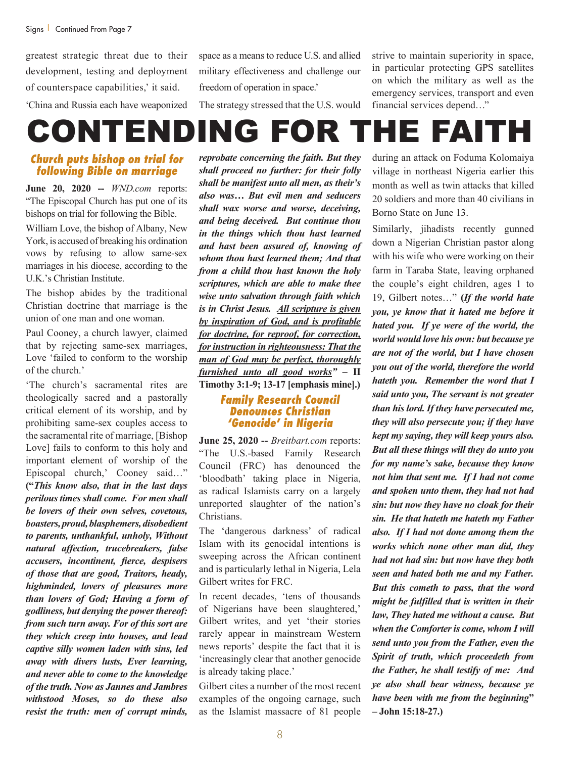greatest strategic threat due to their development, testing and deployment of counterspace capabilities,' it said.

'China and Russia each have weaponized space as a means to reduce U.S. and allied military effectiveness and challenge our freedom of operation in space.'

The strategy stressed that the U.S. would strive to maintain superiority in space, in particular protecting GPS satellites on which the military as well as the emergency services, transport and even financial services depend…"

# CONTENDING FOR THE FAITH

## *Church puts bishop on trial for following Bible on marriage*

**June 20, 2020 --** *WND.com* reports: "The Episcopal Church has put one of its bishops on trial for following the Bible.

William Love, the bishop of Albany, New York, is accused of breaking his ordination vows by refusing to allow same-sex marriages in his diocese, according to the U.K.'s Christian Institute.

The bishop abides by the traditional Christian doctrine that marriage is the union of one man and one woman.

Paul Cooney, a church lawyer, claimed that by rejecting same-sex marriages, Love 'failed to conform to the worship of the church.'

'The church's sacramental rites are theologically sacred and a pastorally critical element of its worship, and by prohibiting same-sex couples access to the sacramental rite of marriage, [Bishop Love] fails to conform to this holy and important element of worship of the Episcopal church,' Cooney said…" **(*"This know also, that in the last days perilous times shall come. For men shall be lovers of their own selves, covetous, boasters, proud, blasphemers, disobedient to parents, unthankful, unholy, Without natural affection, trucebreakers, false accusers, incontinent, fierce, despisers of those that are good, Traitors, heady, highminded, lovers of pleasures more than lovers of God; Having a form of godliness, but denying the power thereof: from such turn away. For of this sort are they which creep into houses, and lead captive silly women laden with sins, led away with divers lusts, Ever learning, and never able to come to the knowledge of the truth. Now as Jannes and Jambres withstood Moses, so do these also resist the truth: men of corrupt minds, reprobate concerning the faith. But they shall proceed no further: for their folly shall be manifest unto all men, as their's also was… But evil men and seducers shall wax worse and worse, deceiving, and being deceived. But continue thou in the things which thou hast learned and hast been assured of, knowing of whom thou hast learned them; And that from a child thou hast known the holy scriptures, which are able to make thee wise unto salvation through faith which is in Christ Jesus. <u>All scripture is given by inspiration of God, and is profitable for doctrine, for reproof, for correction, for instruction in righteousness: That the man of God may be perfect, thoroughly furnished unto all good works</u>"* – II Timothy 3:1-9; 13-17 [emphasis mine].)**

## *Family Research Council Denounces Christian 'Genocide' in Nigeria*

**June 25, 2020 --** *Breitbart.com* reports: "The U.S.-based Family Research Council (FRC) has denounced the 'bloodbath' taking place in Nigeria, as radical Islamists carry on a largely unreported slaughter of the nation's Christians.

The 'dangerous darkness' of radical Islam with its genocidal intentions is sweeping across the African continent and is particularly lethal in Nigeria, Lela Gilbert writes for FRC.

In recent decades, 'tens of thousands of Nigerians have been slaughtered,' Gilbert writes, and yet 'their stories rarely appear in mainstream Western news reports' despite the fact that it is 'increasingly clear that another genocide is already taking place.'

Gilbert cites a number of the most recent examples of the ongoing carnage, such as the Islamist massacre of 81 people during an attack on Foduma Kolomaiya village in northeast Nigeria earlier this month as well as twin attacks that killed 20 soldiers and more than 40 civilians in Borno State on June 13.

Similarly, jihadists recently gunned down a Nigerian Christian pastor along with his wife who were working on their farm in Taraba State, leaving orphaned the couple's eight children, ages 1 to 19, Gilbert notes…" **(*If the world hate you, ye know that it hated me before it hated you. If ye were of the world, the world would love his own: but because ye are not of the world, but I have chosen you out of the world, therefore the world hateth you. Remember the word that I said unto you, The servant is not greater than his lord. If they have persecuted me, they will also persecute you; if they have kept my saying, they will keep yours also. But all these things will they do unto you for my name's sake, because they know not him that sent me. If I had not come and spoken unto them, they had not had sin: but now they have no cloak for their sin. He that hateth me hateth my Father also. If I had not done among them the works which none other man did, they had not had sin: but now have they both seen and hated both me and my Father. But this cometh to pass, that the word might be fulfilled that is written in their law, They hated me without a cause. But when the Comforter is come, whom I will send unto you from the Father, even the Spirit of truth, which proceedeth from the Father, he shall testify of me: And ye also shall bear witness, because ye have been with me from the beginning*" – John 15:18-27.)**